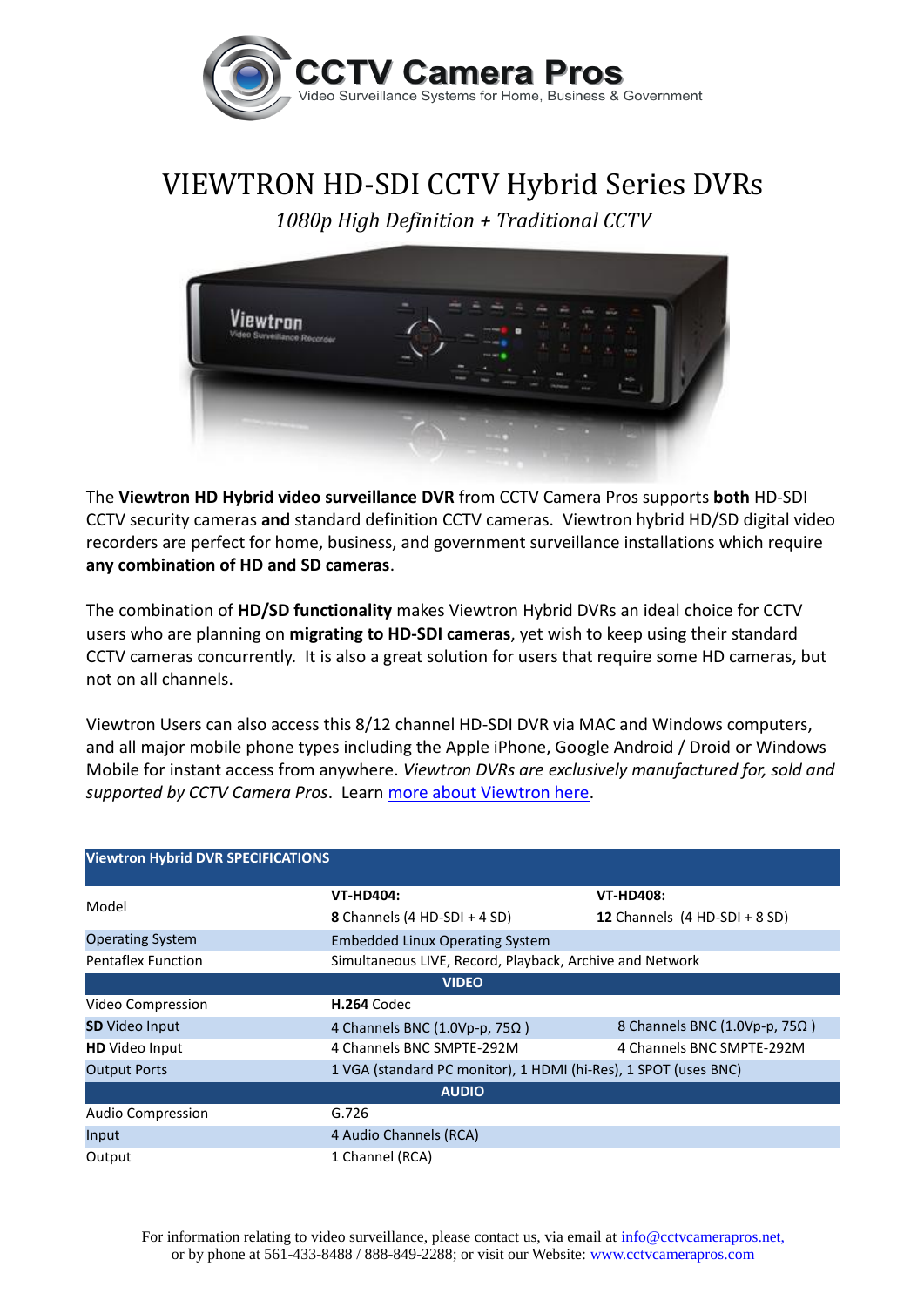CCTV Camera Pros
Video Surveillance Systems for Home, Business & Government

# VIEWTRON HD-SDI CCTV Hybrid Series DVRs

*1080p High Definition + Traditional CCTV*

The **Viewtron HD Hybrid video surveillance DVR** from CCTV Camera Pros supports **both** HD-SDI CCTV security cameras **and** standard definition CCTV cameras. Viewtron hybrid HD/SD digital video recorders are perfect for home, business, and government surveillance installations which require **any combination of HD and SD cameras**.

The combination of **HD/SD functionality** makes Viewtron Hybrid DVRs an ideal choice for CCTV users who are planning on **migrating to HD-SDI cameras**, yet wish to keep using their standard CCTV cameras concurrently. It is also a great solution for users that require some HD cameras, but not on all channels.

Viewtron Users can also access this 8/12 channel HD-SDI DVR via MAC and Windows computers, and all major mobile phone types including the Apple iPhone, Google Android / Droid or Windows Mobile for instant access from anywhere. *Viewtron DVRs are exclusively manufactured for, sold and supported by CCTV Camera Pros*. Learn more about Viewtron here.

| Viewtron Hybrid DVR SPECIFICATIONS | | |
|---|---|---|
| Model | **VT-HD404:** **8** Channels (4 HD-SDI + 4 SD) | **VT-HD408:** **12** Channels (4 HD-SDI + 8 SD) |
| Operating System | Embedded Linux Operating System | |
| Pentaflex Function | Simultaneous LIVE, Record, Playback, Archive and Network | |
| **VIDEO** | | |
| Video Compression | **H.264** Codec | |
| **SD** Video Input | 4 Channels BNC (1.0Vp-p, 75Ω ) | 8 Channels BNC (1.0Vp-p, 75Ω ) |
| **HD** Video Input | 4 Channels BNC SMPTE-292M | 4 Channels BNC SMPTE-292M |
| Output Ports | 1 VGA (standard PC monitor), 1 HDMI (hi-Res), 1 SPOT (uses BNC) | |
| **AUDIO** | | |
| Audio Compression | G.726 | |
| Input | 4 Audio Channels (RCA) | |
| Output | 1 Channel (RCA) | |

For information relating to video surveillance, please contact us, via email at info@cctvcamerapros.net, or by phone at 561-433-8488 / 888-849-2288; or visit our Website: www.cctvcamerapros.com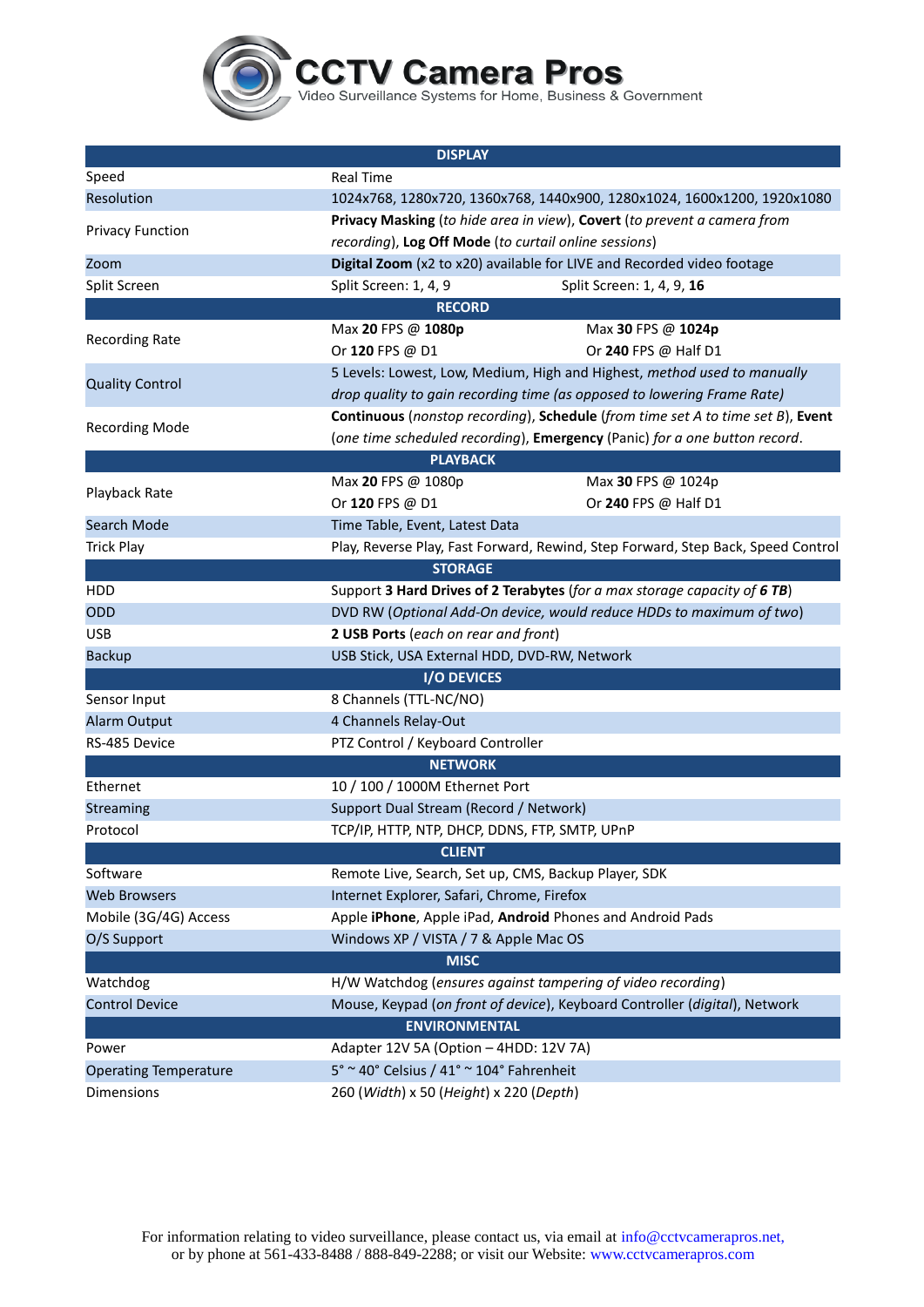**CCTV Camera Pros**
Video Surveillance Systems for Home, Business & Government

| | | |
|---|---|---|
| **DISPLAY** | | |
| Speed | Real Time | |
| Resolution | 1024x768, 1280x720, 1360x768, 1440x900, 1280x1024, 1600x1200, 1920x1080 | |
| Privacy Function | **Privacy Masking** (*to hide area in view*), **Covert** (*to prevent a camera from recording*), **Log Off Mode** (*to curtail online sessions*) | |
| Zoom | **Digital Zoom** (x2 to x20) available for LIVE and Recorded video footage | |
| Split Screen | Split Screen: 1, 4, 9 | Split Screen: 1, 4, 9, **16** |
| **RECORD** | | |
| Recording Rate | Max **20** FPS @ **1080p**<br>Or **120** FPS @ D1 | Max **30** FPS @ **1024p**<br>Or **240** FPS @ Half D1 |
| Quality Control | 5 Levels: Lowest, Low, Medium, High and Highest, *method used to manually drop quality to gain recording time (as opposed to lowering Frame Rate)* | |
| Recording Mode | **Continuous** (*nonstop recording*), **Schedule** (*from time set A to time set B*), **Event** (*one time scheduled recording*), **Emergency** (Panic) *for a one button record*. | |
| **PLAYBACK** | | |
| Playback Rate | Max **20** FPS @ 1080p<br>Or **120** FPS @ D1 | Max **30** FPS @ 1024p<br>Or **240** FPS @ Half D1 |
| Search Mode | Time Table, Event, Latest Data | |
| Trick Play | Play, Reverse Play, Fast Forward, Rewind, Step Forward, Step Back, Speed Control | |
| **STORAGE** | | |
| HDD | Support **3 Hard Drives of 2 Terabytes** (*for a max storage capacity of **6 TB***) | |
| ODD | DVD RW (*Optional Add-On device, would reduce HDDs to maximum of two*) | |
| USB | **2 USB Ports** (*each on rear and front*) | |
| Backup | USB Stick, USA External HDD, DVD-RW, Network | |
| **I/O DEVICES** | | |
| Sensor Input | 8 Channels (TTL-NC/NO) | |
| Alarm Output | 4 Channels Relay-Out | |
| RS-485 Device | PTZ Control / Keyboard Controller | |
| **NETWORK** | | |
| Ethernet | 10 / 100 / 1000M Ethernet Port | |
| Streaming | Support Dual Stream (Record / Network) | |
| Protocol | TCP/IP, HTTP, NTP, DHCP, DDNS, FTP, SMTP, UPnP | |
| **CLIENT** | | |
| Software | Remote Live, Search, Set up, CMS, Backup Player, SDK | |
| Web Browsers | Internet Explorer, Safari, Chrome, Firefox | |
| Mobile (3G/4G) Access | Apple **iPhone**, Apple iPad, **Android** Phones and Android Pads | |
| O/S Support | Windows XP / VISTA / 7 & Apple Mac OS | |
| **MISC** | | |
| Watchdog | H/W Watchdog (*ensures against tampering of video recording*) | |
| Control Device | Mouse, Keypad (*on front of device*), Keyboard Controller (*digital*), Network | |
| **ENVIRONMENTAL** | | |
| Power | Adapter 12V 5A (Option – 4HDD: 12V 7A) | |
| Operating Temperature | 5° ~ 40° Celsius / 41° ~ 104° Fahrenheit | |
| Dimensions | 260 (*Width*) x 50 (*Height*) x 220 (*Depth*) | |

For information relating to video surveillance, please contact us, via email at info@cctvcamerapros.net, or by phone at 561-433-8488 / 888-849-2288; or visit our Website: www.cctvcamerapros.com